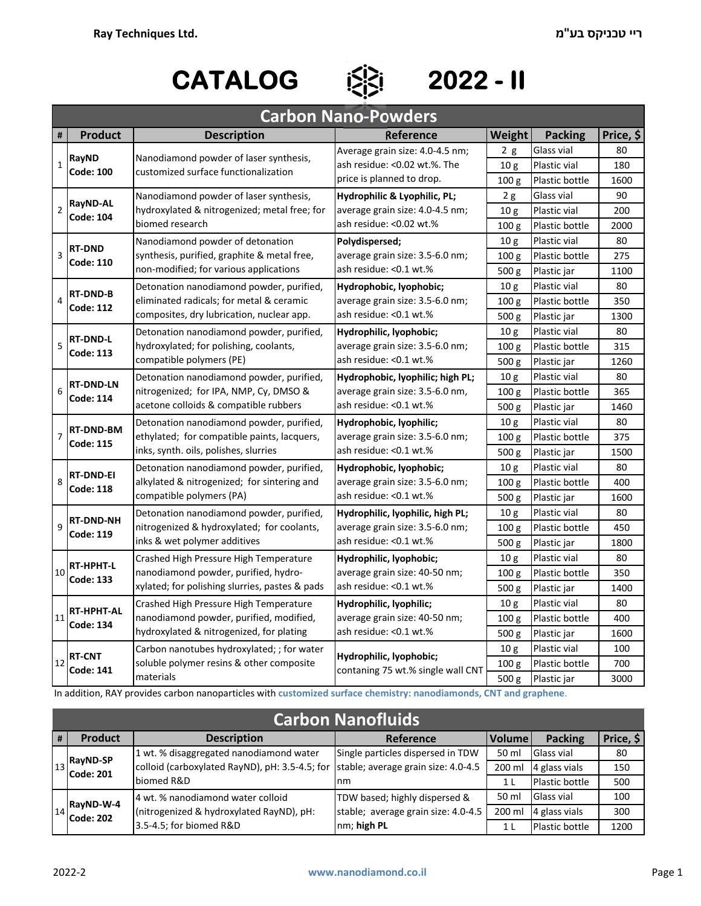# CATALOG 2022 - II

## Carbon Nano-Powders

| # | Product | Description | Reference | Weight | Packing | Price, $ |
|---|---|---|---|---|---|---|
| 1 | **RayND Code: 100** | Nanodiamond powder of laser synthesis, customized surface functionalization | Average grain size: 4.0-4.5 nm; ash residue: <0.02 wt.%. The price is planned to drop. | 2 g | Glass vial | 80 |
| | | | | 10 g | Plastic vial | 180 |
| | | | | 100 g | Plastic bottle | 1600 |
| 2 | **RayND-AL Code: 104** | Nanodiamond powder of laser synthesis, hydroxylated & nitrogenized; metal free; for biomed research | **Hydrophilic & Lyophilic, PL;** average grain size: 4.0-4.5 nm; ash residue: <0.02 wt.% | 2 g | Glass vial | 90 |
| | | | | 10 g | Plastic vial | 200 |
| | | | | 100 g | Plastic bottle | 2000 |
| 3 | **RT-DND Code: 110** | Nanodiamond powder of detonation synthesis, purified, graphite & metal free, non-modified; for various applications | **Polydispersed;** average grain size: 3.5-6.0 nm; ash residue: <0.1 wt.% | 10 g | Plastic vial | 80 |
| | | | | 100 g | Plastic bottle | 275 |
| | | | | 500 g | Plastic jar | 1100 |
| 4 | **RT-DND-B Code: 112** | Detonation nanodiamond powder, purified, eliminated radicals; for metal & ceramic composites, dry lubrication, nuclear app. | **Hydrophobic, lyophobic;** average grain size: 3.5-6.0 nm; ash residue: <0.1 wt.% | 10 g | Plastic vial | 80 |
| | | | | 100 g | Plastic bottle | 350 |
| | | | | 500 g | Plastic jar | 1300 |
| 5 | **RT-DND-L Code: 113** | Detonation nanodiamond powder, purified, hydroxylated; for polishing, coolants, compatible polymers (PE) | **Hydrophilic, lyophobic;** average grain size: 3.5-6.0 nm; ash residue: <0.1 wt.% | 10 g | Plastic vial | 80 |
| | | | | 100 g | Plastic bottle | 315 |
| | | | | 500 g | Plastic jar | 1260 |
| 6 | **RT-DND-LN Code: 114** | Detonation nanodiamond powder, purified, nitrogenized; for IPA, NMP, Cy, DMSO & acetone colloids & compatible rubbers | **Hydrophobic, lyophilic; high PL;** average grain size: 3.5-6.0 nm, ash residue: <0.1 wt.% | 10 g | Plastic vial | 80 |
| | | | | 100 g | Plastic bottle | 365 |
| | | | | 500 g | Plastic jar | 1460 |
| 7 | **RT-DND-BM Code: 115** | Detonation nanodiamond powder, purified, ethylated; for compatible paints, lacquers, inks, synth. oils, polishes, slurries | **Hydrophobic, lyophilic;** average grain size: 3.5-6.0 nm; ash residue: <0.1 wt.% | 10 g | Plastic vial | 80 |
| | | | | 100 g | Plastic bottle | 375 |
| | | | | 500 g | Plastic jar | 1500 |
| 8 | **RT-DND-EI Code: 118** | Detonation nanodiamond powder, purified, alkylated & nitrogenized; for sintering and compatible polymers (PA) | **Hydrophobic, lyophobic;** average grain size: 3.5-6.0 nm; ash residue: <0.1 wt.% | 10 g | Plastic vial | 80 |
| | | | | 100 g | Plastic bottle | 400 |
| | | | | 500 g | Plastic jar | 1600 |
| 9 | **RT-DND-NH Code: 119** | Detonation nanodiamond powder, purified, nitrogenized & hydroxylated; for coolants, inks & wet polymer additives | **Hydrophilic, lyophilic, high PL;** average grain size: 3.5-6.0 nm; ash residue: <0.1 wt.% | 10 g | Plastic vial | 80 |
| | | | | 100 g | Plastic bottle | 450 |
| | | | | 500 g | Plastic jar | 1800 |
| 10 | **RT-HPHT-L Code: 133** | Crashed High Pressure High Temperature nanodiamond powder, purified, hydroxylated; for polishing slurries, pastes & pads | **Hydrophilic, lyophobic;** average grain size: 40-50 nm; ash residue: <0.1 wt.% | 10 g | Plastic vial | 80 |
| | | | | 100 g | Plastic bottle | 350 |
| | | | | 500 g | Plastic jar | 1400 |
| 11 | **RT-HPHT-AL Code: 134** | Crashed High Pressure High Temperature nanodiamond powder, purified, modified, hydroxylated & nitrogenized, for plating | **Hydrophilic, lyophilic;** average grain size: 40-50 nm; ash residue: <0.1 wt.% | 10 g | Plastic vial | 80 |
| | | | | 100 g | Plastic bottle | 400 |
| | | | | 500 g | Plastic jar | 1600 |
| 12 | **RT-CNT Code: 141** | Carbon nanotubes hydroxylated; ; for water soluble polymer resins & other composite materials | **Hydrophilic, lyophobic;** contaning 75 wt.% single wall CNT | 10 g | Plastic vial | 100 |
| | | | | 100 g | Plastic bottle | 700 |
| | | | | 500 g | Plastic jar | 3000 |

In addition, RAY provides carbon nanoparticles with **customized surface chemistry: nanodiamonds, CNT and graphene**.

## Carbon Nanofluids

| # | Product | Description | Reference | Volume | Packing | Price, $ |
|---|---|---|---|---|---|---|
| 13 | **RayND-SP Code: 201** | 1 wt. % disaggregated nanodiamond water colloid (carboxylated RayND), pH: 3.5-4.5; for biomed R&D | Single particles dispersed in TDW stable; average grain size: 4.0-4.5 nm | 50 ml | Glass vial | 80 |
| | | | | 200 ml | 4 glass vials | 150 |
| | | | | 1 L | Plastic bottle | 500 |
| 14 | **RayND-W-4 Code: 202** | 4 wt. % nanodiamond water colloid (nitrogenized & hydroxylated RayND), pH: 3.5-4.5; for biomed R&D | TDW based; highly dispersed & stable; average grain size: 4.0-4.5 nm; **high PL** | 50 ml | Glass vial | 100 |
| | | | | 200 ml | 4 glass vials | 300 |
| | | | | 1 L | Plastic bottle | 1200 |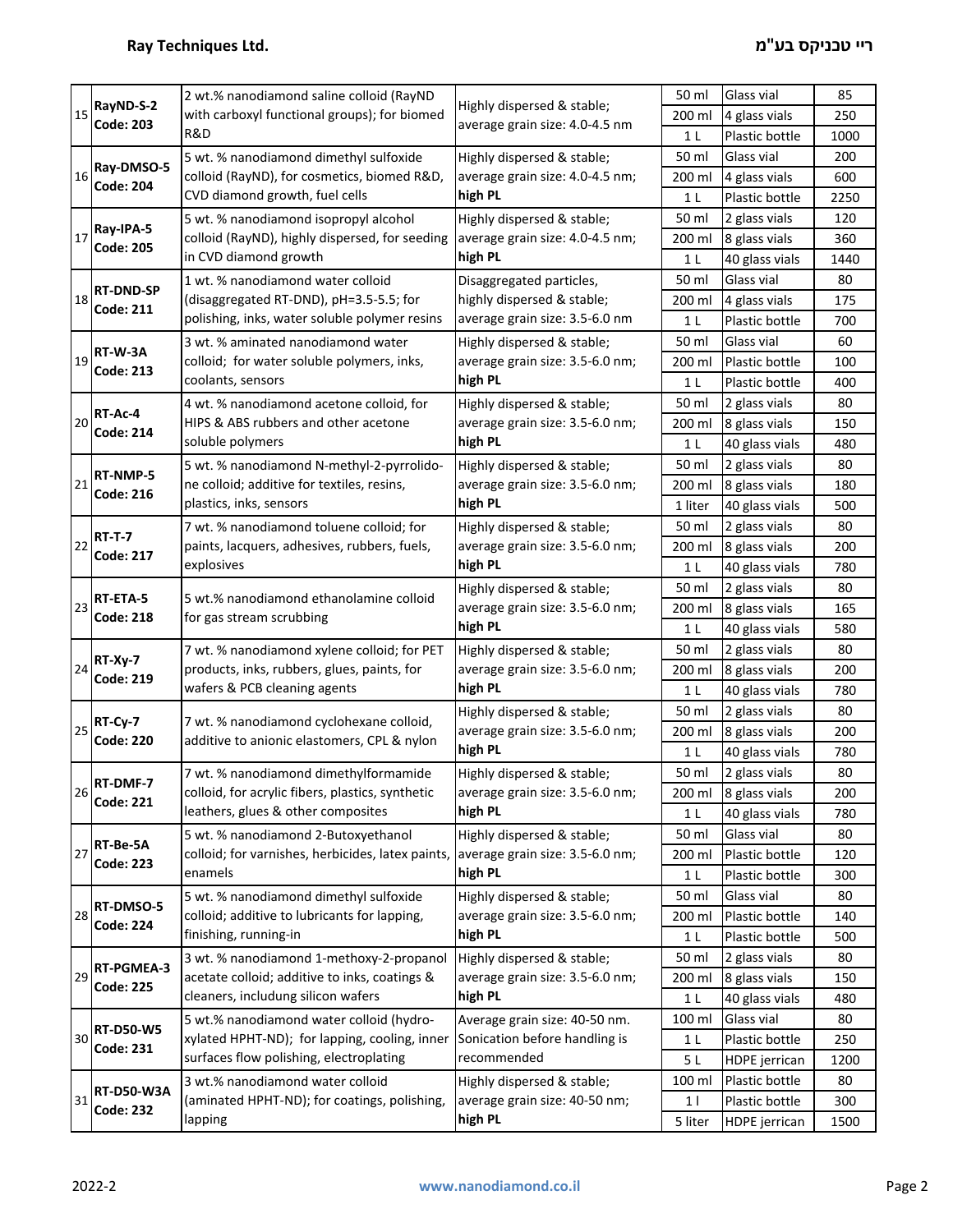| # | Product | Description | Properties | Volume | Packaging | Price |
|---|---|---|---|---|---|---|
| 15 | **RayND-S-2** **Code: 203** | 2 wt.% nanodiamond saline colloid (RayND with carboxyl functional groups); for biomed R&D | Highly dispersed & stable; average grain size: 4.0-4.5 nm | 50 ml | Glass vial | 85 |
| | | | | 200 ml | 4 glass vials | 250 |
| | | | | 1 L | Plastic bottle | 1000 |
| 16 | **Ray-DMSO-5** **Code: 204** | 5 wt. % nanodiamond dimethyl sulfoxide colloid (RayND), for cosmetics, biomed R&D, CVD diamond growth, fuel cells | Highly dispersed & stable; average grain size: 4.0-4.5 nm; **high PL** | 50 ml | Glass vial | 200 |
| | | | | 200 ml | 4 glass vials | 600 |
| | | | | 1 L | Plastic bottle | 2250 |
| 17 | **Ray-IPA-5** **Code: 205** | 5 wt. % nanodiamond isopropyl alcohol colloid (RayND), highly dispersed, for seeding in CVD diamond growth | Highly dispersed & stable; average grain size: 4.0-4.5 nm; **high PL** | 50 ml | 2 glass vials | 120 |
| | | | | 200 ml | 8 glass vials | 360 |
| | | | | 1 L | 40 glass vials | 1440 |
| 18 | **RT-DND-SP** **Code: 211** | 1 wt. % nanodiamond water colloid (disaggregated RT-DND), pH=3.5-5.5; for polishing, inks, water soluble polymer resins | Disaggregated particles, highly dispersed & stable; average grain size: 3.5-6.0 nm | 50 ml | Glass vial | 80 |
| | | | | 200 ml | 4 glass vials | 175 |
| | | | | 1 L | Plastic bottle | 700 |
| 19 | **RT-W-3A** **Code: 213** | 3 wt. % aminated nanodiamond water colloid; for water soluble polymers, inks, coolants, sensors | Highly dispersed & stable; average grain size: 3.5-6.0 nm; **high PL** | 50 ml | Glass vial | 60 |
| | | | | 200 ml | Plastic bottle | 100 |
| | | | | 1 L | Plastic bottle | 400 |
| 20 | **RT-Ac-4** **Code: 214** | 4 wt. % nanodiamond acetone colloid, for HIPS & ABS rubbers and other acetone soluble polymers | Highly dispersed & stable; average grain size: 3.5-6.0 nm; **high PL** | 50 ml | 2 glass vials | 80 |
| | | | | 200 ml | 8 glass vials | 150 |
| | | | | 1 L | 40 glass vials | 480 |
| 21 | **RT-NMP-5** **Code: 216** | 5 wt. % nanodiamond N-methyl-2-pyrrolido-ne colloid; additive for textiles, resins, plastics, inks, sensors | Highly dispersed & stable; average grain size: 3.5-6.0 nm; **high PL** | 50 ml | 2 glass vials | 80 |
| | | | | 200 ml | 8 glass vials | 180 |
| | | | | 1 liter | 40 glass vials | 500 |
| 22 | **RT-T-7** **Code: 217** | 7 wt. % nanodiamond toluene colloid; for paints, lacquers, adhesives, rubbers, fuels, explosives | Highly dispersed & stable; average grain size: 3.5-6.0 nm; **high PL** | 50 ml | 2 glass vials | 80 |
| | | | | 200 ml | 8 glass vials | 200 |
| | | | | 1 L | 40 glass vials | 780 |
| 23 | **RT-ETA-5** **Code: 218** | 5 wt.% nanodiamond ethanolamine colloid for gas stream scrubbing | Highly dispersed & stable; average grain size: 3.5-6.0 nm; **high PL** | 50 ml | 2 glass vials | 80 |
| | | | | 200 ml | 8 glass vials | 165 |
| | | | | 1 L | 40 glass vials | 580 |
| 24 | **RT-Xy-7** **Code: 219** | 7 wt. % nanodiamond xylene colloid; for PET products, inks, rubbers, glues, paints, for wafers & PCB cleaning agents | Highly dispersed & stable; average grain size: 3.5-6.0 nm; **high PL** | 50 ml | 2 glass vials | 80 |
| | | | | 200 ml | 8 glass vials | 200 |
| | | | | 1 L | 40 glass vials | 780 |
| 25 | **RT-Cy-7** **Code: 220** | 7 wt. % nanodiamond cyclohexane colloid, additive to anionic elastomers, CPL & nylon | Highly dispersed & stable; average grain size: 3.5-6.0 nm; **high PL** | 50 ml | 2 glass vials | 80 |
| | | | | 200 ml | 8 glass vials | 200 |
| | | | | 1 L | 40 glass vials | 780 |
| 26 | **RT-DMF-7** **Code: 221** | 7 wt. % nanodiamond dimethylformamide colloid, for acrylic fibers, plastics, synthetic leathers, glues & other composites | Highly dispersed & stable; average grain size: 3.5-6.0 nm; **high PL** | 50 ml | 2 glass vials | 80 |
| | | | | 200 ml | 8 glass vials | 200 |
| | | | | 1 L | 40 glass vials | 780 |
| 27 | **RT-Be-5A** **Code: 223** | 5 wt. % nanodiamond 2-Butoxyethanol colloid; for varnishes, herbicides, latex paints, enamels | Highly dispersed & stable; average grain size: 3.5-6.0 nm; **high PL** | 50 ml | Glass vial | 80 |
| | | | | 200 ml | Plastic bottle | 120 |
| | | | | 1 L | Plastic bottle | 300 |
| 28 | **RT-DMSO-5** **Code: 224** | 5 wt. % nanodiamond dimethyl sulfoxide colloid; additive to lubricants for lapping, finishing, running-in | Highly dispersed & stable; average grain size: 3.5-6.0 nm; **high PL** | 50 ml | Glass vial | 80 |
| | | | | 200 ml | Plastic bottle | 140 |
| | | | | 1 L | Plastic bottle | 500 |
| 29 | **RT-PGMEA-3** **Code: 225** | 3 wt. % nanodiamond 1-methoxy-2-propanol acetate colloid; additive to inks, coatings & cleaners, includung silicon wafers | Highly dispersed & stable; average grain size: 3.5-6.0 nm; **high PL** | 50 ml | 2 glass vials | 80 |
| | | | | 200 ml | 8 glass vials | 150 |
| | | | | 1 L | 40 glass vials | 480 |
| 30 | **RT-D50-W5** **Code: 231** | 5 wt.% nanodiamond water colloid (hydro-xylated HPHT-ND); for lapping, cooling, inner surfaces flow polishing, electroplating | Average grain size: 40-50 nm. Sonication before handling is recommended | 100 ml | Glass vial | 80 |
| | | | | 1 L | Plastic bottle | 250 |
| | | | | 5 L | HDPE jerrican | 1200 |
| 31 | **RT-D50-W3A** **Code: 232** | 3 wt.% nanodiamond water colloid (aminated HPHT-ND); for coatings, polishing, lapping | Highly dispersed & stable; average grain size: 40-50 nm; **high PL** | 100 ml | Plastic bottle | 80 |
| | | | | 1 l | Plastic bottle | 300 |
| | | | | 5 liter | HDPE jerrican | 1500 |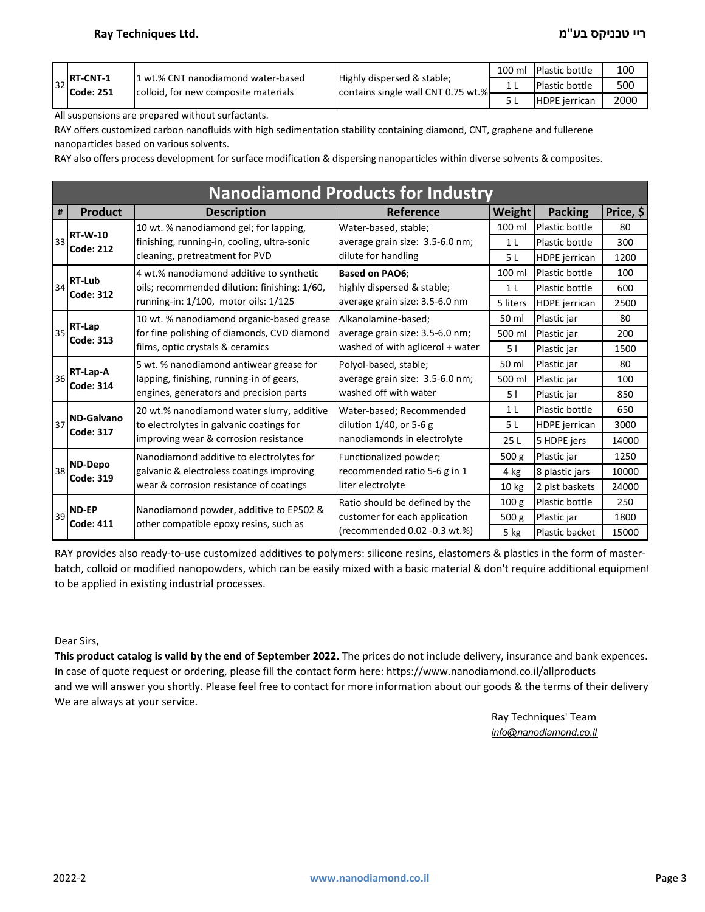| | | | | | | |
|---|---|---|---|---|---|---|
| 32 | **RT-CNT-1 Code: 251** | 1 wt.% CNT nanodiamond water-based colloid, for new composite materials | Highly dispersed & stable; contains single wall CNT 0.75 wt.% | 100 ml | Plastic bottle | 100 |
| | | | | 1 L | Plastic bottle | 500 |
| | | | | 5 L | HDPE jerrican | 2000 |

All suspensions are prepared without surfactants.

RAY offers customized carbon nanofluids with high sedimentation stability containing diamond, CNT, graphene and fullerene nanoparticles based on various solvents.

RAY also offers process development for surface modification & dispersing nanoparticles within diverse solvents & composites.

## Nanodiamond Products for Industry

| # | Product | Description | Reference | Weight | Packing | Price, $ |
|---|---|---|---|---|---|---|
| 33 | **RT-W-10 Code: 212** | 10 wt. % nanodiamond gel; for lapping, finishing, running-in, cooling, ultra-sonic cleaning, pretreatment for PVD | Water-based, stable; average grain size: 3.5-6.0 nm; dilute for handling | 100 ml | Plastic bottle | 80 |
| | | | | 1 L | Plastic bottle | 300 |
| | | | | 5 L | HDPE jerrican | 1200 |
| 34 | **RT-Lub Code: 312** | 4 wt.% nanodiamond additive to synthetic oils; recommended dilution: finishing: 1/60, running-in: 1/100, motor oils: 1/125 | **Based on PAO6**; highly dispersed & stable; average grain size: 3.5-6.0 nm | 100 ml | Plastic bottle | 100 |
| | | | | 1 L | Plastic bottle | 600 |
| | | | | 5 liters | HDPE jerrican | 2500 |
| 35 | **RT-Lap Code: 313** | 10 wt. % nanodiamond organic-based grease for fine polishing of diamonds, CVD diamond films, optic crystals & ceramics | Alkanolamine-based; average grain size: 3.5-6.0 nm; washed of with aglicerol + water | 50 ml | Plastic jar | 80 |
| | | | | 500 ml | Plastic jar | 200 |
| | | | | 5 l | Plastic jar | 1500 |
| 36 | **RT-Lap-A Code: 314** | 5 wt. % nanodiamond antiwear grease for lapping, finishing, running-in of gears, engines, generators and precision parts | Polyol-based, stable; average grain size: 3.5-6.0 nm; washed off with water | 50 ml | Plastic jar | 80 |
| | | | | 500 ml | Plastic jar | 100 |
| | | | | 5 l | Plastic jar | 850 |
| 37 | **ND-Galvano Code: 317** | 20 wt.% nanodiamond water slurry, additive to electrolytes in galvanic coatings for improving wear & corrosion resistance | Water-based; Recommended dilution 1/40, or 5-6 g nanodiamonds in electrolyte | 1 L | Plastic bottle | 650 |
| | | | | 5 L | HDPE jerrican | 3000 |
| | | | | 25 L | 5 HDPE jers | 14000 |
| 38 | **ND-Depo Code: 319** | Nanodiamond additive to electrolytes for galvanic & electroless coatings improving wear & corrosion resistance of coatings | Functionalized powder; recommended ratio 5-6 g in 1 liter electrolyte | 500 g | Plastic jar | 1250 |
| | | | | 4 kg | 8 plastic jars | 10000 |
| | | | | 10 kg | 2 plst baskets | 24000 |
| 39 | **ND-EP Code: 411** | Nanodiamond powder, additive to EP502 & other compatible epoxy resins, such as | Ratio should be defined by the customer for each application (recommended 0.02 -0.3 wt.%) | 100 g | Plastic bottle | 250 |
| | | | | 500 g | Plastic jar | 1800 |
| | | | | 5 kg | Plastic backet | 15000 |

RAY provides also ready-to-use customized additives to polymers: silicone resins, elastomers & plastics in the form of master-batch, colloid or modified nanopowders, which can be easily mixed with a basic material & don't require additional equipment to be applied in existing industrial processes.

Dear Sirs,

**This product catalog is valid by the end of September 2022.** The prices do not include delivery, insurance and bank expences. In case of quote request or ordering, please fill the contact form here: https://www.nanodiamond.co.il/allproducts and we will answer you shortly. Please feel free to contact for more information about our goods & the terms of their delivery We are always at your service.

Ray Techniques' Team

*info@nanodiamond.co.il*